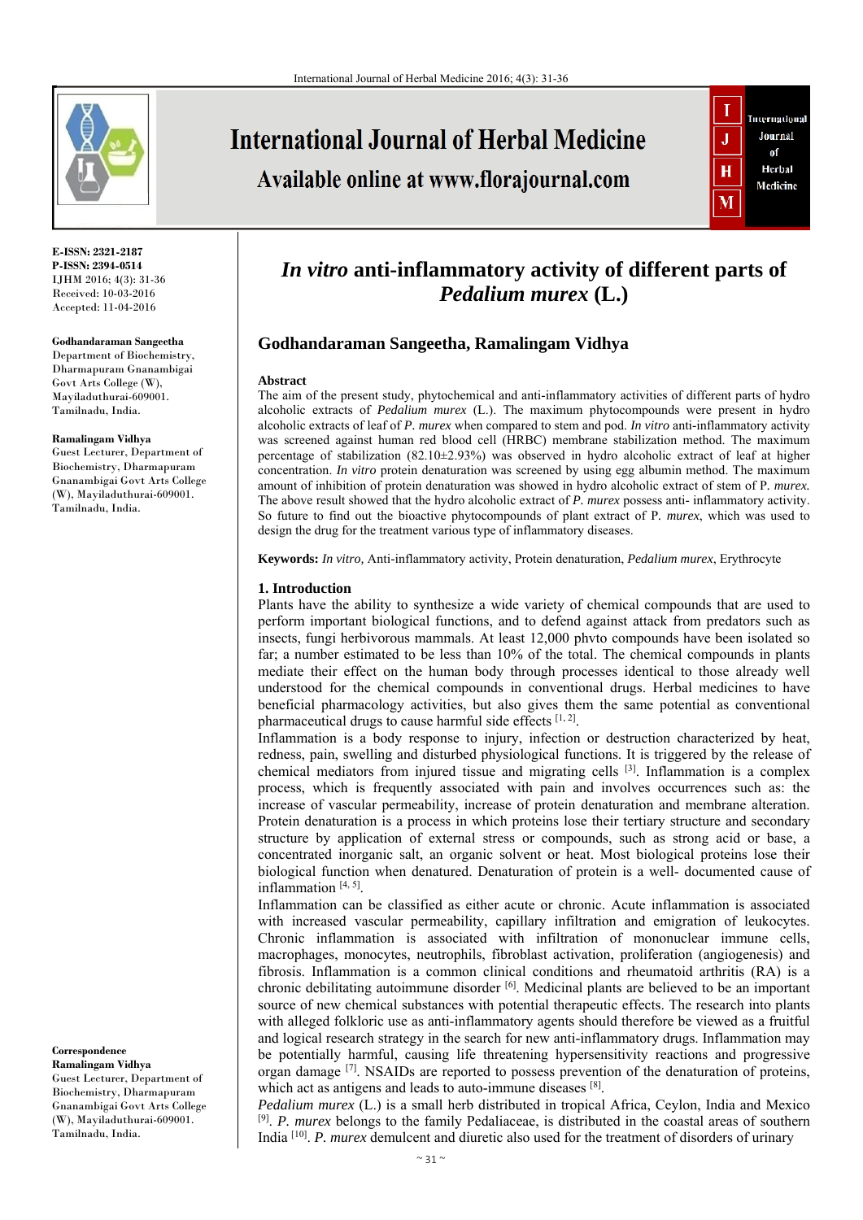E-ISSN: 2321-2187
P-ISSN: 2394-0514
IJHM 2016; 4(3): 31-36
Received: 10-03-2016
Accepted: 11-04-2016

**Godhandaraman Sangeetha**
Department of Biochemistry, Dharmapuram Gnanambigai Govt Arts College (W), Mayiladuthurai-609001. Tamilnadu, India.

**Ramalingam Vidhya**
Guest Lecturer, Department of Biochemistry, Dharmapuram Gnanambigai Govt Arts College (W), Mayiladuthurai-609001. Tamilnadu, India.

**Correspondence**
**Ramalingam Vidhya**
Guest Lecturer, Department of Biochemistry, Dharmapuram Gnanambigai Govt Arts College (W), Mayiladuthurai-609001. Tamilnadu, India.

# *In vitro* anti-inflammatory activity of different parts of *Pedalium murex* (L.)

**Godhandaraman Sangeetha, Ramalingam Vidhya**

**Abstract**

The aim of the present study, phytochemical and anti-inflammatory activities of different parts of hydro alcoholic extracts of *Pedalium murex* (L.). The maximum phytocompounds were present in hydro alcoholic extracts of leaf of *P. murex* when compared to stem and pod. *In vitro* anti-inflammatory activity was screened against human red blood cell (HRBC) membrane stabilization method. The maximum percentage of stabilization (82.10±2.93%) was observed in hydro alcoholic extract of leaf at higher concentration. *In vitro* protein denaturation was screened by using egg albumin method. The maximum amount of inhibition of protein denaturation was showed in hydro alcoholic extract of stem of P. *murex*. The above result showed that the hydro alcoholic extract of *P. murex* possess anti- inflammatory activity. So future to find out the bioactive phytocompounds of plant extract of P. *murex*, which was used to design the drug for the treatment various type of inflammatory diseases.

**Keywords:** *In vitro,* Anti-inflammatory activity, Protein denaturation, *Pedalium murex*, Erythrocyte

## 1. Introduction

Plants have the ability to synthesize a wide variety of chemical compounds that are used to perform important biological functions, and to defend against attack from predators such as insects, fungi herbivorous mammals. At least 12,000 phvto compounds have been isolated so far; a number estimated to be less than 10% of the total. The chemical compounds in plants mediate their effect on the human body through processes identical to those already well understood for the chemical compounds in conventional drugs. Herbal medicines to have beneficial pharmacology activities, but also gives them the same potential as conventional pharmaceutical drugs to cause harmful side effects [1, 2].

Inflammation is a body response to injury, infection or destruction characterized by heat, redness, pain, swelling and disturbed physiological functions. It is triggered by the release of chemical mediators from injured tissue and migrating cells [3]. Inflammation is a complex process, which is frequently associated with pain and involves occurrences such as: the increase of vascular permeability, increase of protein denaturation and membrane alteration. Protein denaturation is a process in which proteins lose their tertiary structure and secondary structure by application of external stress or compounds, such as strong acid or base, a concentrated inorganic salt, an organic solvent or heat. Most biological proteins lose their biological function when denatured. Denaturation of protein is a well- documented cause of inflammation [4, 5].

Inflammation can be classified as either acute or chronic. Acute inflammation is associated with increased vascular permeability, capillary infiltration and emigration of leukocytes. Chronic inflammation is associated with infiltration of mononuclear immune cells, macrophages, monocytes, neutrophils, fibroblast activation, proliferation (angiogenesis) and fibrosis. Inflammation is a common clinical conditions and rheumatoid arthritis (RA) is a chronic debilitating autoimmune disorder [6]. Medicinal plants are believed to be an important source of new chemical substances with potential therapeutic effects. The research into plants with alleged folkloric use as anti-inflammatory agents should therefore be viewed as a fruitful and logical research strategy in the search for new anti-inflammatory drugs. Inflammation may be potentially harmful, causing life threatening hypersensitivity reactions and progressive organ damage [7]. NSAIDs are reported to possess prevention of the denaturation of proteins, which act as antigens and leads to auto-immune diseases [8].

*Pedalium murex* (L.) is a small herb distributed in tropical Africa, Ceylon, India and Mexico [9]. *P. murex* belongs to the family Pedaliaceae, is distributed in the coastal areas of southern India [10]. *P. murex* demulcent and diuretic also used for the treatment of disorders of urinary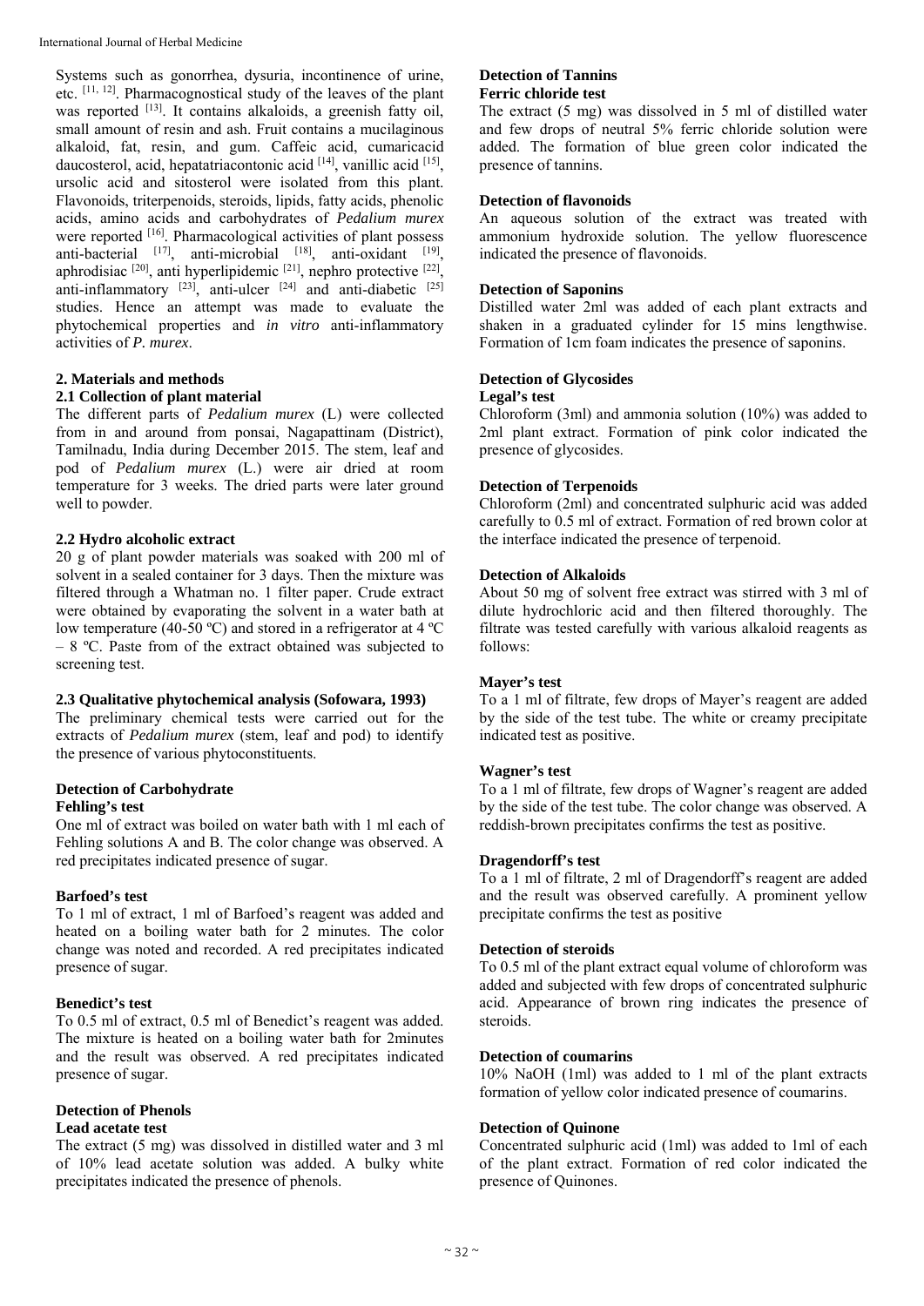Systems such as gonorrhea, dysuria, incontinence of urine, etc. [11, 12]. Pharmacognostical study of the leaves of the plant was reported [13]. It contains alkaloids, a greenish fatty oil, small amount of resin and ash. Fruit contains a mucilaginous alkaloid, fat, resin, and gum. Caffeic acid, cumaricacid daucosterol, acid, hepatatriacontonic acid [14], vanillic acid [15], ursolic acid and sitosterol were isolated from this plant. Flavonoids, triterpenoids, steroids, lipids, fatty acids, phenolic acids, amino acids and carbohydrates of *Pedalium murex* were reported [16]. Pharmacological activities of plant possess anti-bacterial [17], anti-microbial [18], anti-oxidant [19], aphrodisiac [20], anti hyperlipidemic [21], nephro protective [22], anti-inflammatory [23], anti-ulcer [24] and anti-diabetic [25] studies. Hence an attempt was made to evaluate the phytochemical properties and *in vitro* anti-inflammatory activities of *P. murex*.

## 2. Materials and methods

### 2.1 Collection of plant material

The different parts of *Pedalium murex* (L) were collected from in and around from ponsai, Nagapattinam (District), Tamilnadu, India during December 2015. The stem, leaf and pod of *Pedalium murex* (L.) were air dried at room temperature for 3 weeks. The dried parts were later ground well to powder.

### 2.2 Hydro alcoholic extract

20 g of plant powder materials was soaked with 200 ml of solvent in a sealed container for 3 days. Then the mixture was filtered through a Whatman no. 1 filter paper. Crude extract were obtained by evaporating the solvent in a water bath at low temperature (40-50 ºC) and stored in a refrigerator at 4 ºC – 8 ºC. Paste from of the extract obtained was subjected to screening test.

### 2.3 Qualitative phytochemical analysis (Sofowara, 1993)

The preliminary chemical tests were carried out for the extracts of *Pedalium murex* (stem, leaf and pod) to identify the presence of various phytoconstituents.

#### Detection of Carbohydrate

**Fehling's test**

One ml of extract was boiled on water bath with 1 ml each of Fehling solutions A and B. The color change was observed. A red precipitates indicated presence of sugar.

**Barfoed's test**

To 1 ml of extract, 1 ml of Barfoed's reagent was added and heated on a boiling water bath for 2 minutes. The color change was noted and recorded. A red precipitates indicated presence of sugar.

**Benedict's test**

To 0.5 ml of extract, 0.5 ml of Benedict's reagent was added. The mixture is heated on a boiling water bath for 2minutes and the result was observed. A red precipitates indicated presence of sugar.

#### Detection of Phenols

**Lead acetate test**

The extract (5 mg) was dissolved in distilled water and 3 ml of 10% lead acetate solution was added. A bulky white precipitates indicated the presence of phenols.

#### Detection of Tannins

**Ferric chloride test**

The extract (5 mg) was dissolved in 5 ml of distilled water and few drops of neutral 5% ferric chloride solution were added. The formation of blue green color indicated the presence of tannins.

#### Detection of flavonoids

An aqueous solution of the extract was treated with ammonium hydroxide solution. The yellow fluorescence indicated the presence of flavonoids.

#### Detection of Saponins

Distilled water 2ml was added of each plant extracts and shaken in a graduated cylinder for 15 mins lengthwise. Formation of 1cm foam indicates the presence of saponins.

#### Detection of Glycosides

**Legal's test**

Chloroform (3ml) and ammonia solution (10%) was added to 2ml plant extract. Formation of pink color indicated the presence of glycosides.

#### Detection of Terpenoids

Chloroform (2ml) and concentrated sulphuric acid was added carefully to 0.5 ml of extract. Formation of red brown color at the interface indicated the presence of terpenoid.

#### Detection of Alkaloids

About 50 mg of solvent free extract was stirred with 3 ml of dilute hydrochloric acid and then filtered thoroughly. The filtrate was tested carefully with various alkaloid reagents as follows:

**Mayer's test**

To a 1 ml of filtrate, few drops of Mayer's reagent are added by the side of the test tube. The white or creamy precipitate indicated test as positive.

**Wagner's test**

To a 1 ml of filtrate, few drops of Wagner's reagent are added by the side of the test tube. The color change was observed. A reddish-brown precipitates confirms the test as positive.

**Dragendorff's test**

To a 1 ml of filtrate, 2 ml of Dragendorff's reagent are added and the result was observed carefully. A prominent yellow precipitate confirms the test as positive

#### Detection of steroids

To 0.5 ml of the plant extract equal volume of chloroform was added and subjected with few drops of concentrated sulphuric acid. Appearance of brown ring indicates the presence of steroids.

#### Detection of coumarins

10% NaOH (1ml) was added to 1 ml of the plant extracts formation of yellow color indicated presence of coumarins.

#### Detection of Quinone

Concentrated sulphuric acid (1ml) was added to 1ml of each of the plant extract. Formation of red color indicated the presence of Quinones.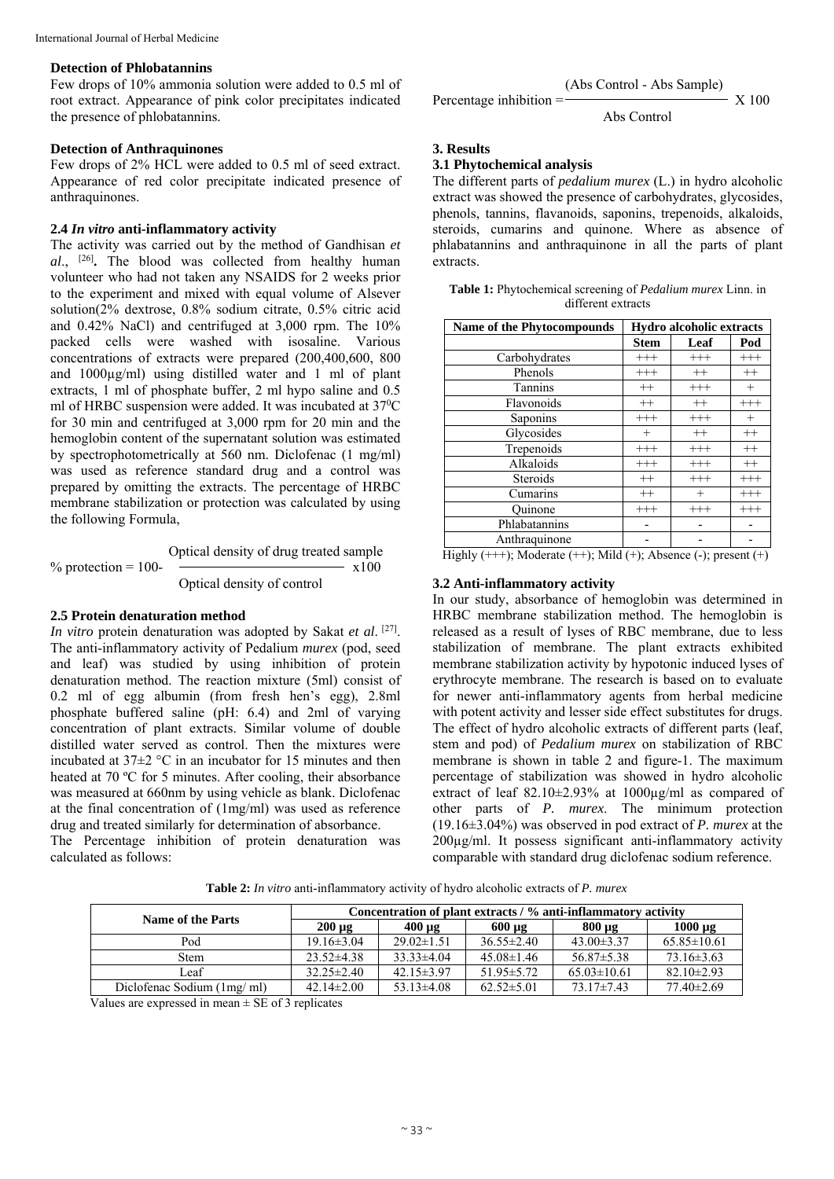### Detection of Phlobatannins

Few drops of 10% ammonia solution were added to 0.5 ml of root extract. Appearance of pink color precipitates indicated the presence of phlobatannins.

### Detection of Anthraquinones

Few drops of 2% HCL were added to 0.5 ml of seed extract. Appearance of red color precipitate indicated presence of anthraquinones.

### 2.4 *In vitro* anti-inflammatory activity

The activity was carried out by the method of Gandhisan *et al*., [26]. The blood was collected from healthy human volunteer who had not taken any NSAIDS for 2 weeks prior to the experiment and mixed with equal volume of Alsever solution(2% dextrose, 0.8% sodium citrate, 0.5% citric acid and 0.42% NaCl) and centrifuged at 3,000 rpm. The 10% packed cells were washed with isosaline. Various concentrations of extracts were prepared (200,400,600, 800 and 1000µg/ml) using distilled water and 1 ml of plant extracts, 1 ml of phosphate buffer, 2 ml hypo saline and 0.5 ml of HRBC suspension were added. It was incubated at $37^0C$ for 30 min and centrifuged at 3,000 rpm for 20 min and the hemoglobin content of the supernatant solution was estimated by spectrophotometrically at 560 nm. Diclofenac (1 mg/ml) was used as reference standard drug and a control was prepared by omitting the extracts. The percentage of HRBC membrane stabilization or protection was calculated by using the following Formula,

$$\% \text{ protection} = 100 - \frac{\text{Optical density of drug treated sample}}{\text{Optical density of control}} \times 100$$

### 2.5 Protein denaturation method

*In vitro* protein denaturation was adopted by Sakat *et al*. [27]. The anti-inflammatory activity of Pedalium *murex* (pod, seed and leaf) was studied by using inhibition of protein denaturation method. The reaction mixture (5ml) consist of 0.2 ml of egg albumin (from fresh hen's egg), 2.8ml phosphate buffered saline (pH: 6.4) and 2ml of varying concentration of plant extracts. Similar volume of double distilled water served as control. Then the mixtures were incubated at 37±2 °C in an incubator for 15 minutes and then heated at 70 ºC for 5 minutes. After cooling, their absorbance was measured at 660nm by using vehicle as blank. Diclofenac at the final concentration of (1mg/ml) was used as reference drug and treated similarly for determination of absorbance.

The Percentage inhibition of protein denaturation was calculated as follows:

$$\text{Percentage inhibition} = \frac{(\text{Abs Control - Abs Sample})}{\text{Abs Control}} \text{ X } 100$$

## 3. Results

### 3.1 Phytochemical analysis

The different parts of *pedalium murex* (L.) in hydro alcoholic extract was showed the presence of carbohydrates, glycosides, phenols, tannins, flavanoids, saponins, trepenoids, alkaloids, steroids, cumarins and quinone. Where as absence of phlabatannins and anthraquinone in all the parts of plant extracts.

**Table 1:** Phytochemical screening of *Pedalium murex* Linn. in different extracts

| Name of the Phytocompounds | Hydro alcoholic extracts | | |
|---|---|---|---|
| | Stem | Leaf | Pod |
| Carbohydrates | +++ | +++ | +++ |
| Phenols | +++ | ++ | ++ |
| Tannins | ++ | +++ | + |
| Flavonoids | ++ | ++ | +++ |
| Saponins | +++ | +++ | + |
| Glycosides | + | ++ | ++ |
| Trepenoids | +++ | +++ | ++ |
| Alkaloids | +++ | +++ | ++ |
| Steroids | ++ | +++ | +++ |
| Cumarins | ++ | + | +++ |
| Quinone | +++ | +++ | +++ |
| Phlabatannins | - | - | - |
| Anthraquinone | - | - | - |

Highly (+++); Moderate (++); Mild (+); Absence (-); present (+)

### 3.2 Anti-inflammatory activity

In our study, absorbance of hemoglobin was determined in HRBC membrane stabilization method. The hemoglobin is released as a result of lyses of RBC membrane, due to less stabilization of membrane. The plant extracts exhibited membrane stabilization activity by hypotonic induced lyses of erythrocyte membrane. The research is based on to evaluate for newer anti-inflammatory agents from herbal medicine with potent activity and lesser side effect substitutes for drugs. The effect of hydro alcoholic extracts of different parts (leaf, stem and pod) of *Pedalium murex* on stabilization of RBC membrane is shown in table 2 and figure-1. The maximum percentage of stabilization was showed in hydro alcoholic extract of leaf 82.10±2.93% at 1000µg/ml as compared of other parts of *P. murex*. The minimum protection (19.16±3.04%) was observed in pod extract of *P. murex* at the 200µg/ml. It possess significant anti-inflammatory activity comparable with standard drug diclofenac sodium reference.

**Table 2:** *In vitro* anti-inflammatory activity of hydro alcoholic extracts of *P. murex*

| Name of the Parts | Concentration of plant extracts / % anti-inflammatory activity | | | | |
|---|---|---|---|---|---|
| | 200 µg | 400 µg | 600 µg | 800 µg | 1000 µg |
| Pod | 19.16±3.04 | 29.02±1.51 | 36.55±2.40 | 43.00±3.37 | 65.85±10.61 |
| Stem | 23.52±4.38 | 33.33±4.04 | 45.08±1.46 | 56.87±5.38 | 73.16±3.63 |
| Leaf | 32.25±2.40 | 42.15±3.97 | 51.95±5.72 | 65.03±10.61 | 82.10±2.93 |
| Diclofenac Sodium (1mg/ ml) | 42.14±2.00 | 53.13±4.08 | 62.52±5.01 | 73.17±7.43 | 77.40±2.69 |

Values are expressed in mean ± SE of 3 replicates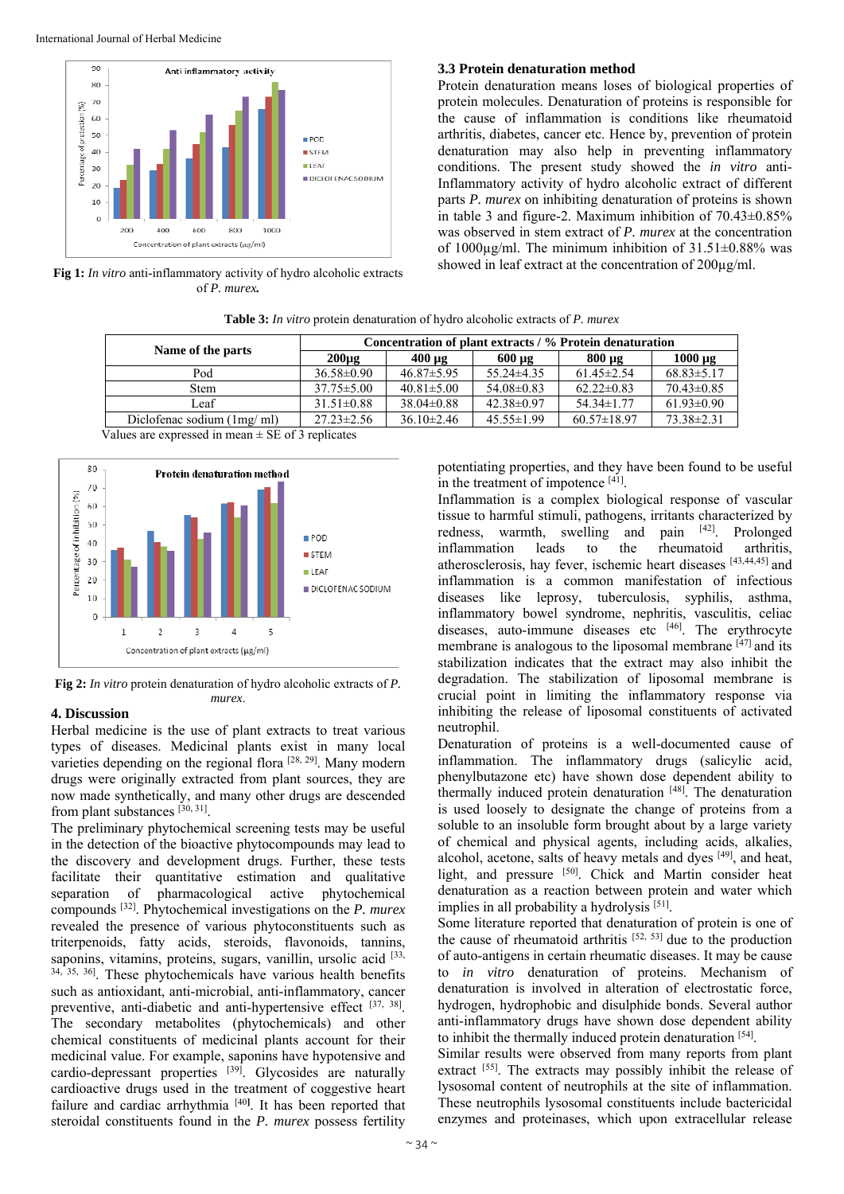**Fig 1:** *In vitro* anti-inflammatory activity of hydro alcoholic extracts of *P. murex.*

### 3.3 Protein denaturation method

Protein denaturation means loses of biological properties of protein molecules. Denaturation of proteins is responsible for the cause of inflammation is conditions like rheumatoid arthritis, diabetes, cancer etc. Hence by, prevention of protein denaturation may also help in preventing inflammatory conditions. The present study showed the *in vitro* anti-Inflammatory activity of hydro alcoholic extract of different parts *P. murex* on inhibiting denaturation of proteins is shown in table 3 and figure-2. Maximum inhibition of 70.43±0.85% was observed in stem extract of *P. murex* at the concentration of 1000µg/ml. The minimum inhibition of 31.51±0.88% was showed in leaf extract at the concentration of 200µg/ml.

**Table 3:** *In vitro* protein denaturation of hydro alcoholic extracts of *P. murex*

| Name of the parts | Concentration of plant extracts / % Protein denaturation | | | | |
|---|---|---|---|---|---|
| | 200µg | 400 µg | 600 µg | 800 µg | 1000 µg |
| Pod | 36.58±0.90 | 46.87±5.95 | 55.24±4.35 | 61.45±2.54 | 68.83±5.17 |
| Stem | 37.75±5.00 | 40.81±5.00 | 54.08±0.83 | 62.22±0.83 | 70.43±0.85 |
| Leaf | 31.51±0.88 | 38.04±0.88 | 42.38±0.97 | 54.34±1.77 | 61.93±0.90 |
| Diclofenac sodium (1mg/ ml) | 27.23±2.56 | 36.10±2.46 | 45.55±1.99 | 60.57±18.97 | 73.38±2.31 |

Values are expressed in mean ± SE of 3 replicates

**Fig 2:** *In vitro* protein denaturation of hydro alcoholic extracts of *P. murex*.

## 4. Discussion

Herbal medicine is the use of plant extracts to treat various types of diseases. Medicinal plants exist in many local varieties depending on the regional flora [28, 29]. Many modern drugs were originally extracted from plant sources, they are now made synthetically, and many other drugs are descended from plant substances [30, 31].

The preliminary phytochemical screening tests may be useful in the detection of the bioactive phytocompounds may lead to the discovery and development drugs. Further, these tests facilitate their quantitative estimation and qualitative separation of pharmacological active phytochemical compounds [32]. Phytochemical investigations on the *P. murex* revealed the presence of various phytoconstituents such as triterpenoids, fatty acids, steroids, flavonoids, tannins, saponins, vitamins, proteins, sugars, vanillin, ursolic acid [33, 34, 35, 36]. These phytochemicals have various health benefits such as antioxidant, anti-microbial, anti-inflammatory, cancer preventive, anti-diabetic and anti-hypertensive effect [37, 38]. The secondary metabolites (phytochemicals) and other chemical constituents of medicinal plants account for their medicinal value. For example, saponins have hypotensive and cardio-depressant properties [39]. Glycosides are naturally cardioactive drugs used in the treatment of coggestive heart failure and cardiac arrhythmia [40]. It has been reported that steroidal constituents found in the *P. murex* possess fertility potentiating properties, and they have been found to be useful in the treatment of impotence [41].

Inflammation is a complex biological response of vascular tissue to harmful stimuli, pathogens, irritants characterized by redness, warmth, swelling and pain [42]. Prolonged inflammation leads to the rheumatoid arthritis, atherosclerosis, hay fever, ischemic heart diseases [43,44,45] and inflammation is a common manifestation of infectious diseases like leprosy, tuberculosis, syphilis, asthma, inflammatory bowel syndrome, nephritis, vasculitis, celiac diseases, auto-immune diseases etc [46]. The erythrocyte membrane is analogous to the liposomal membrane [47] and its stabilization indicates that the extract may also inhibit the degradation. The stabilization of liposomal membrane is crucial point in limiting the inflammatory response via inhibiting the release of liposomal constituents of activated neutrophil.

Denaturation of proteins is a well-documented cause of inflammation. The inflammatory drugs (salicylic acid, phenylbutazone etc) have shown dose dependent ability to thermally induced protein denaturation [48]. The denaturation is used loosely to designate the change of proteins from a soluble to an insoluble form brought about by a large variety of chemical and physical agents, including acids, alkalies, alcohol, acetone, salts of heavy metals and dyes [49], and heat, light, and pressure [50]. Chick and Martin consider heat denaturation as a reaction between protein and water which implies in all probability a hydrolysis [51].

Some literature reported that denaturation of protein is one of the cause of rheumatoid arthritis [52, 53] due to the production of auto-antigens in certain rheumatic diseases. It may be cause to in vitro denaturation of proteins. Mechanism of denaturation is involved in alteration of electrostatic force, hydrogen, hydrophobic and disulphide bonds. Several author anti-inflammatory drugs have shown dose dependent ability to inhibit the thermally induced protein denaturation [54].

Similar results were observed from many reports from plant extract [55]. The extracts may possibly inhibit the release of lysosomal content of neutrophils at the site of inflammation. These neutrophils lysosomal constituents include bactericidal enzymes and proteinases, which upon extracellular release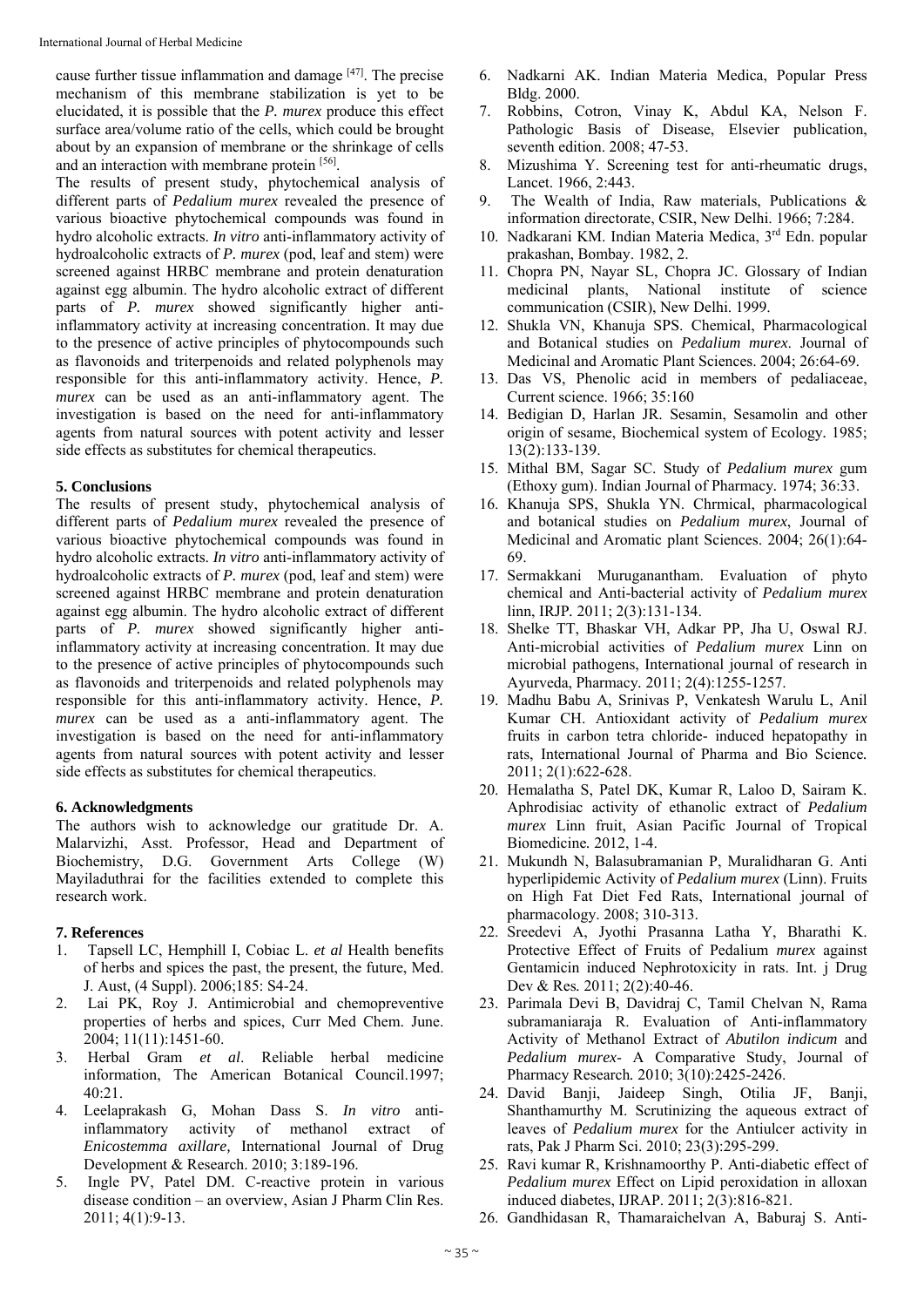cause further tissue inflammation and damage [47]. The precise mechanism of this membrane stabilization is yet to be elucidated, it is possible that the *P. murex* produce this effect surface area/volume ratio of the cells, which could be brought about by an expansion of membrane or the shrinkage of cells and an interaction with membrane protein [56].

The results of present study, phytochemical analysis of different parts of *Pedalium murex* revealed the presence of various bioactive phytochemical compounds was found in hydro alcoholic extracts. *In vitro* anti-inflammatory activity of hydroalcoholic extracts of *P. murex* (pod, leaf and stem) were screened against HRBC membrane and protein denaturation against egg albumin. The hydro alcoholic extract of different parts of *P. murex* showed significantly higher anti-inflammatory activity at increasing concentration. It may due to the presence of active principles of phytocompounds such as flavonoids and triterpenoids and related polyphenols may responsible for this anti-inflammatory activity. Hence, *P. murex* can be used as an anti-inflammatory agent. The investigation is based on the need for anti-inflammatory agents from natural sources with potent activity and lesser side effects as substitutes for chemical therapeutics.

## 5. Conclusions

The results of present study, phytochemical analysis of different parts of *Pedalium murex* revealed the presence of various bioactive phytochemical compounds was found in hydro alcoholic extracts. *In vitro* anti-inflammatory activity of hydroalcoholic extracts of *P. murex* (pod, leaf and stem) were screened against HRBC membrane and protein denaturation against egg albumin. The hydro alcoholic extract of different parts of *P. murex* showed significantly higher anti-inflammatory activity at increasing concentration. It may due to the presence of active principles of phytocompounds such as flavonoids and triterpenoids and related polyphenols may responsible for this anti-inflammatory activity. Hence, *P. murex* can be used as a anti-inflammatory agent. The investigation is based on the need for anti-inflammatory agents from natural sources with potent activity and lesser side effects as substitutes for chemical therapeutics.

## 6. Acknowledgments

The authors wish to acknowledge our gratitude Dr. A. Malarvizhi, Asst. Professor, Head and Department of Biochemistry, D.G. Government Arts College (W) Mayiladuthrai for the facilities extended to complete this research work.

## 7. References

1. Tapsell LC, Hemphill I, Cobiac L. *et al* Health benefits of herbs and spices the past, the present, the future, Med. J. Aust, (4 Suppl). 2006;185: S4-24.
2. Lai PK, Roy J. Antimicrobial and chemopreventive properties of herbs and spices, Curr Med Chem. June. 2004; 11(11):1451-60.
3. Herbal Gram *et al*. Reliable herbal medicine information, The American Botanical Council.1997; 40:21.
4. Leelaprakash G, Mohan Dass S. *In vitro* anti-inflammatory activity of methanol extract of *Enicostemma axillare,* International Journal of Drug Development & Research. 2010; 3:189-196.
5. Ingle PV, Patel DM. C-reactive protein in various disease condition – an overview, Asian J Pharm Clin Res. 2011; 4(1):9-13.
6. Nadkarni AK. Indian Materia Medica, Popular Press Bldg. 2000.
7. Robbins, Cotron, Vinay K, Abdul KA, Nelson F. Pathologic Basis of Disease, Elsevier publication, seventh edition. 2008; 47-53.
8. Mizushima Y. Screening test for anti-rheumatic drugs, Lancet. 1966, 2:443.
9. The Wealth of India, Raw materials, Publications & information directorate, CSIR, New Delhi. 1966; 7:284.
10. Nadkarani KM. Indian Materia Medica, 3rd Edn. popular prakashan, Bombay. 1982, 2.
11. Chopra PN, Nayar SL, Chopra JC. Glossary of Indian medicinal plants, National institute of science communication (CSIR), New Delhi. 1999.
12. Shukla VN, Khanuja SPS. Chemical, Pharmacological and Botanical studies on *Pedalium murex*. Journal of Medicinal and Aromatic Plant Sciences. 2004; 26:64-69.
13. Das VS, Phenolic acid in members of pedaliaceae, Current science. 1966; 35:160
14. Bedigian D, Harlan JR. Sesamin, Sesamolin and other origin of sesame, Biochemical system of Ecology. 1985; 13(2):133-139.
15. Mithal BM, Sagar SC. Study of *Pedalium murex* gum (Ethoxy gum). Indian Journal of Pharmacy. 1974; 36:33.
16. Khanuja SPS, Shukla YN. Chrmical, pharmacological and botanical studies on *Pedalium murex*, Journal of Medicinal and Aromatic plant Sciences. 2004; 26(1):64-69.
17. Sermakkani Muruganantham. Evaluation of phyto chemical and Anti-bacterial activity of *Pedalium murex* linn, IRJP. 2011; 2(3):131-134.
18. Shelke TT, Bhaskar VH, Adkar PP, Jha U, Oswal RJ. Anti-microbial activities of *Pedalium murex* Linn on microbial pathogens, International journal of research in Ayurveda, Pharmacy. 2011; 2(4):1255-1257.
19. Madhu Babu A, Srinivas P, Venkatesh Warulu L, Anil Kumar CH. Antioxidant activity of *Pedalium murex* fruits in carbon tetra chloride- induced hepatopathy in rats, International Journal of Pharma and Bio Science. 2011; 2(1):622-628.
20. Hemalatha S, Patel DK, Kumar R, Laloo D, Sairam K. Aphrodisiac activity of ethanolic extract of *Pedalium murex* Linn fruit, Asian Pacific Journal of Tropical Biomedicine. 2012, 1-4.
21. Mukundh N, Balasubramanian P, Muralidharan G. Anti hyperlipidemic Activity of *Pedalium murex* (Linn). Fruits on High Fat Diet Fed Rats, International journal of pharmacology. 2008; 310-313.
22. Sreedevi A, Jyothi Prasanna Latha Y, Bharathi K. Protective Effect of Fruits of Pedalium *murex* against Gentamicin induced Nephrotoxicity in rats. Int. j Drug Dev & Res. 2011; 2(2):40-46.
23. Parimala Devi B, Davidraj C, Tamil Chelvan N, Rama subramaniaraja R. Evaluation of Anti-inflammatory Activity of Methanol Extract of *Abutilon indicum* and *Pedalium murex*- A Comparative Study, Journal of Pharmacy Research. 2010; 3(10):2425-2426.
24. David Banji, Jaideep Singh, Otilia JF, Banji, Shanthamurthy M. Scrutinizing the aqueous extract of leaves of *Pedalium murex* for the Antiulcer activity in rats, Pak J Pharm Sci. 2010; 23(3):295-299.
25. Ravi kumar R, Krishnamoorthy P. Anti-diabetic effect of *Pedalium murex* Effect on Lipid peroxidation in alloxan induced diabetes, IJRAP. 2011; 2(3):816-821.
26. Gandhidasan R, Thamaraichelvan A, Baburaj S. Anti-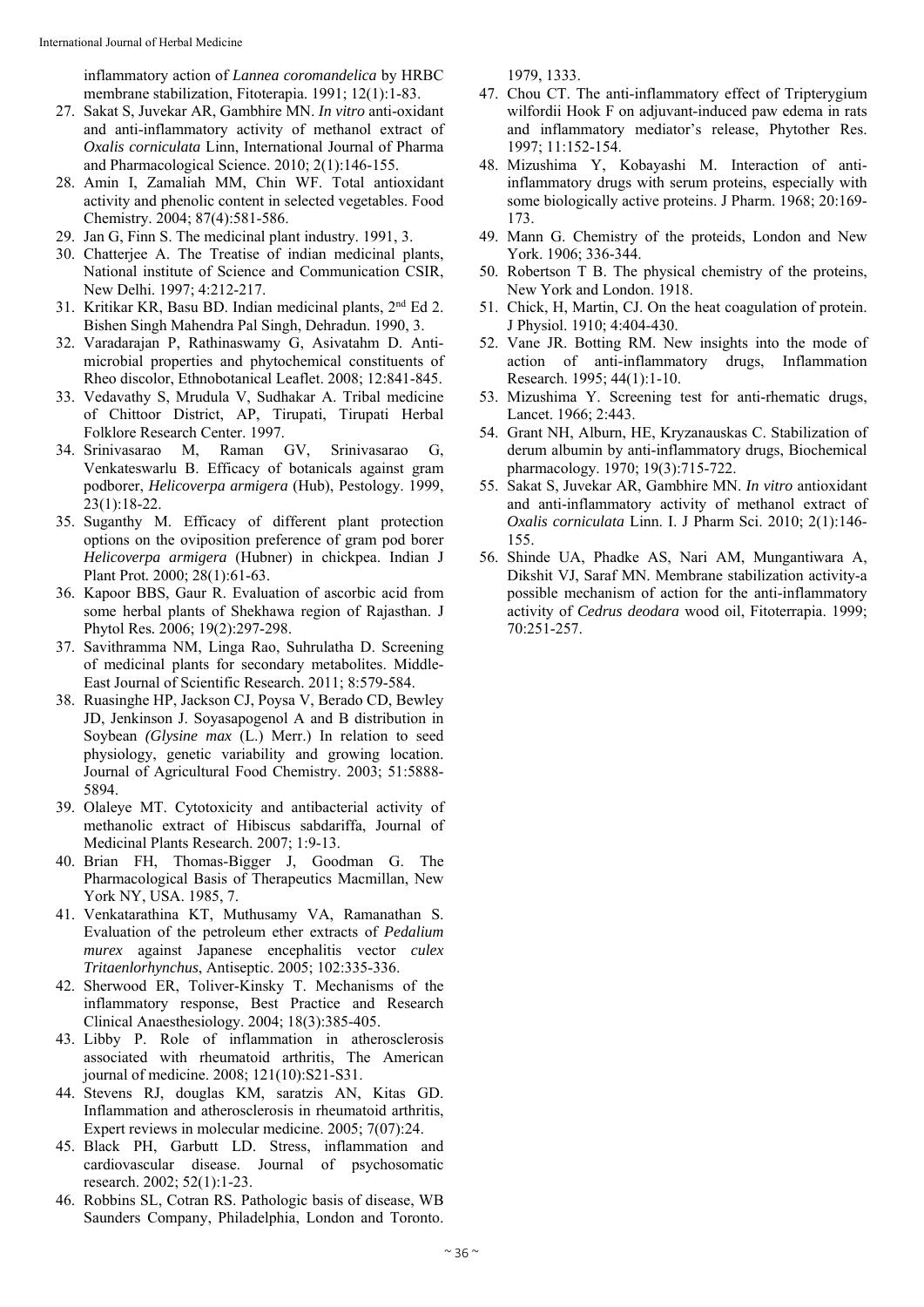inflammatory action of *Lannea coromandelica* by HRBC membrane stabilization, Fitoterapia. 1991; 12(1):1-83.

27. Sakat S, Juvekar AR, Gambhire MN. *In vitro* anti-oxidant and anti-inflammatory activity of methanol extract of *Oxalis corniculata* Linn, International Journal of Pharma and Pharmacological Science. 2010; 2(1):146-155.
28. Amin I, Zamaliah MM, Chin WF. Total antioxidant activity and phenolic content in selected vegetables. Food Chemistry. 2004; 87(4):581-586.
29. Jan G, Finn S. The medicinal plant industry. 1991, 3.
30. Chatterjee A. The Treatise of indian medicinal plants, National institute of Science and Communication CSIR, New Delhi. 1997; 4:212-217.
31. Kritikar KR, Basu BD. Indian medicinal plants, 2nd Ed 2. Bishen Singh Mahendra Pal Singh, Dehradun. 1990, 3.
32. Varadarajan P, Rathinaswamy G, Asivatahm D. Anti-microbial properties and phytochemical constituents of Rheo discolor, Ethnobotanical Leaflet. 2008; 12:841-845.
33. Vedavathy S, Mrudula V, Sudhakar A. Tribal medicine of Chittoor District, AP, Tirupati, Tirupati Herbal Folklore Research Center. 1997.
34. Srinivasarao M, Raman GV, Srinivasarao G, Venkateswarlu B. Efficacy of botanicals against gram podborer, *Helicoverpa armigera* (Hub), Pestology. 1999, 23(1):18-22.
35. Suganthy M. Efficacy of different plant protection options on the oviposition preference of gram pod borer *Helicoverpa armigera* (Hubner) in chickpea. Indian J Plant Prot. 2000; 28(1):61-63.
36. Kapoor BBS, Gaur R. Evaluation of ascorbic acid from some herbal plants of Shekhawa region of Rajasthan. J Phytol Res. 2006; 19(2):297-298.
37. Savithramma NM, Linga Rao, Suhrulatha D. Screening of medicinal plants for secondary metabolites. Middle-East Journal of Scientific Research. 2011; 8:579-584.
38. Ruasinghe HP, Jackson CJ, Poysa V, Berado CD, Bewley JD, Jenkinson J. Soyasapogenol A and B distribution in Soybean *(Glysine max* (L.) Merr.) In relation to seed physiology, genetic variability and growing location. Journal of Agricultural Food Chemistry. 2003; 51:5888-5894.
39. Olaleye MT. Cytotoxicity and antibacterial activity of methanolic extract of Hibiscus sabdariffa, Journal of Medicinal Plants Research. 2007; 1:9-13.
40. Brian FH, Thomas-Bigger J, Goodman G. The Pharmacological Basis of Therapeutics Macmillan, New York NY, USA. 1985, 7.
41. Venkatarathina KT, Muthusamy VA, Ramanathan S. Evaluation of the petroleum ether extracts of *Pedalium murex* against Japanese encephalitis vector *culex Tritaenlorhynchus*, Antiseptic. 2005; 102:335-336.
42. Sherwood ER, Toliver-Kinsky T. Mechanisms of the inflammatory response, Best Practice and Research Clinical Anaesthesiology. 2004; 18(3):385-405.
43. Libby P. Role of inflammation in atherosclerosis associated with rheumatoid arthritis, The American journal of medicine. 2008; 121(10):S21-S31.
44. Stevens RJ, douglas KM, saratzis AN, Kitas GD. Inflammation and atherosclerosis in rheumatoid arthritis, Expert reviews in molecular medicine. 2005; 7(07):24.
45. Black PH, Garbutt LD. Stress, inflammation and cardiovascular disease. Journal of psychosomatic research. 2002; 52(1):1-23.
46. Robbins SL, Cotran RS. Pathologic basis of disease, WB Saunders Company, Philadelphia, London and Toronto. 1979, 1333.
47. Chou CT. The anti-inflammatory effect of Tripterygium wilfordii Hook F on adjuvant-induced paw edema in rats and inflammatory mediator's release, Phytother Res. 1997; 11:152-154.
48. Mizushima Y, Kobayashi M. Interaction of anti-inflammatory drugs with serum proteins, especially with some biologically active proteins. J Pharm. 1968; 20:169-173.
49. Mann G. Chemistry of the proteids, London and New York. 1906; 336-344.
50. Robertson T B. The physical chemistry of the proteins, New York and London. 1918.
51. Chick, H, Martin, CJ. On the heat coagulation of protein. J Physiol. 1910; 4:404-430.
52. Vane JR. Botting RM. New insights into the mode of action of anti-inflammatory drugs, Inflammation Research. 1995; 44(1):1-10.
53. Mizushima Y. Screening test for anti-rhematic drugs, Lancet. 1966; 2:443.
54. Grant NH, Alburn, HE, Kryzanauskas C. Stabilization of derum albumin by anti-inflammatory drugs, Biochemical pharmacology. 1970; 19(3):715-722.
55. Sakat S, Juvekar AR, Gambhire MN. *In vitro* antioxidant and anti-inflammatory activity of methanol extract of *Oxalis corniculata* Linn. I. J Pharm Sci. 2010; 2(1):146-155.
56. Shinde UA, Phadke AS, Nari AM, Mungantiwara A, Dikshit VJ, Saraf MN. Membrane stabilization activity-a possible mechanism of action for the anti-inflammatory activity of *Cedrus deodara* wood oil, Fitoterrapia. 1999; 70:251-257.